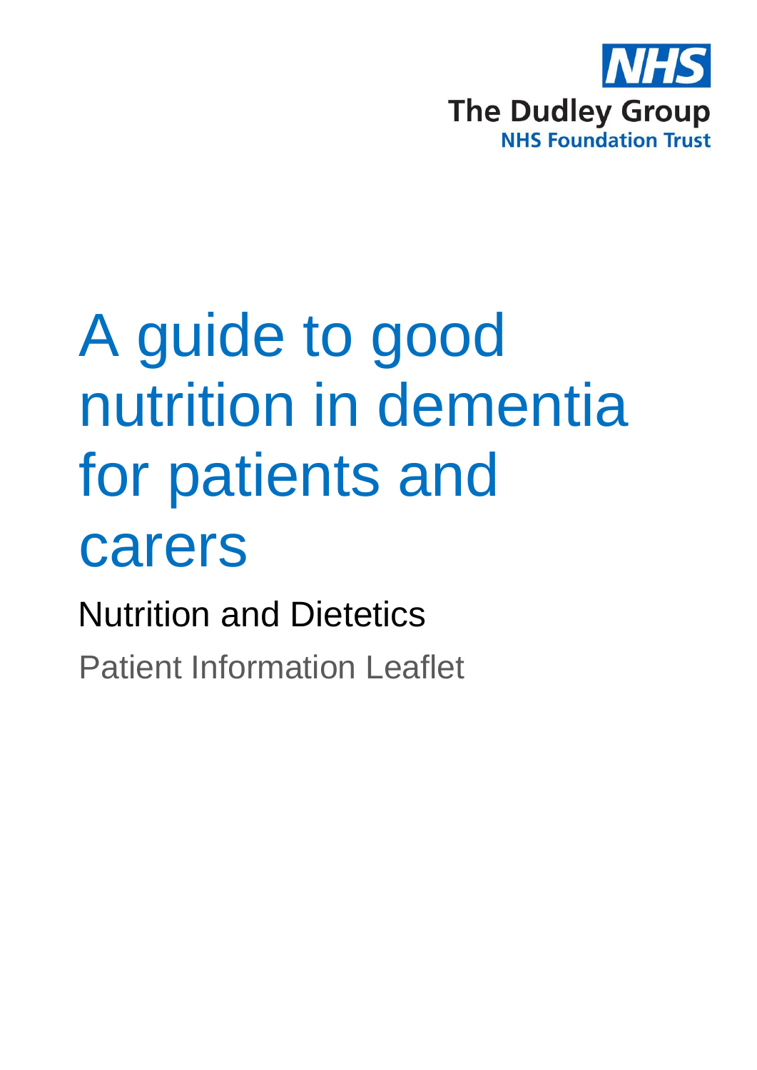NHS

The Dudley Group

NHS Foundation Trust

# A guide to good nutrition in dementia for patients and carers

## Nutrition and Dietetics

Patient Information Leaflet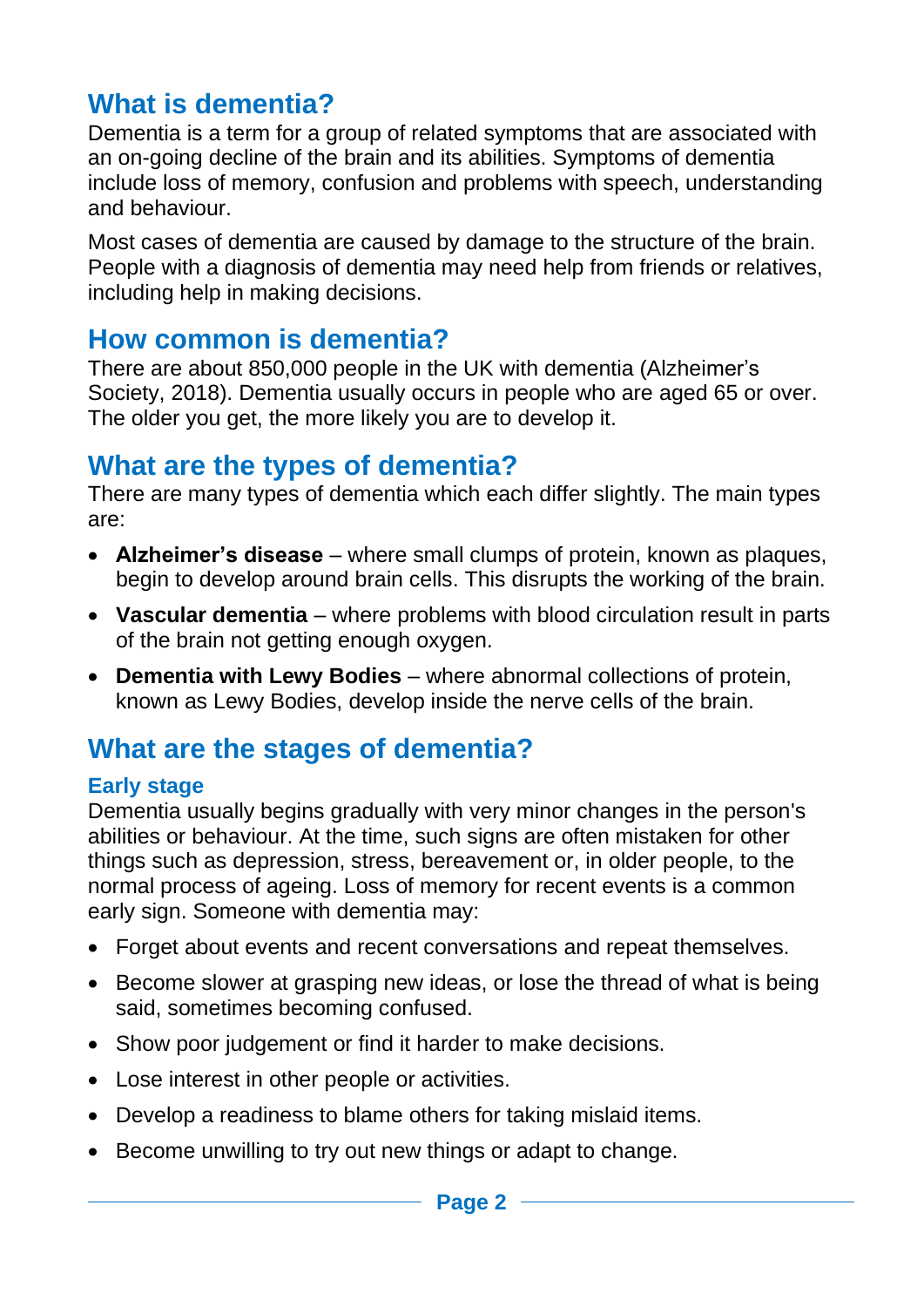## What is dementia?

Dementia is a term for a group of related symptoms that are associated with an on-going decline of the brain and its abilities. Symptoms of dementia include loss of memory, confusion and problems with speech, understanding and behaviour.

Most cases of dementia are caused by damage to the structure of the brain. People with a diagnosis of dementia may need help from friends or relatives, including help in making decisions.

## How common is dementia?

There are about 850,000 people in the UK with dementia (Alzheimer's Society, 2018). Dementia usually occurs in people who are aged 65 or over. The older you get, the more likely you are to develop it.

## What are the types of dementia?

There are many types of dementia which each differ slightly. The main types are:

- **Alzheimer's disease** – where small clumps of protein, known as plaques, begin to develop around brain cells. This disrupts the working of the brain.
- **Vascular dementia** – where problems with blood circulation result in parts of the brain not getting enough oxygen.
- **Dementia with Lewy Bodies** – where abnormal collections of protein, known as Lewy Bodies, develop inside the nerve cells of the brain.

## What are the stages of dementia?

### Early stage

Dementia usually begins gradually with very minor changes in the person's abilities or behaviour. At the time, such signs are often mistaken for other things such as depression, stress, bereavement or, in older people, to the normal process of ageing. Loss of memory for recent events is a common early sign. Someone with dementia may:

- Forget about events and recent conversations and repeat themselves.
- Become slower at grasping new ideas, or lose the thread of what is being said, sometimes becoming confused.
- Show poor judgement or find it harder to make decisions.
- Lose interest in other people or activities.
- Develop a readiness to blame others for taking mislaid items.
- Become unwilling to try out new things or adapt to change.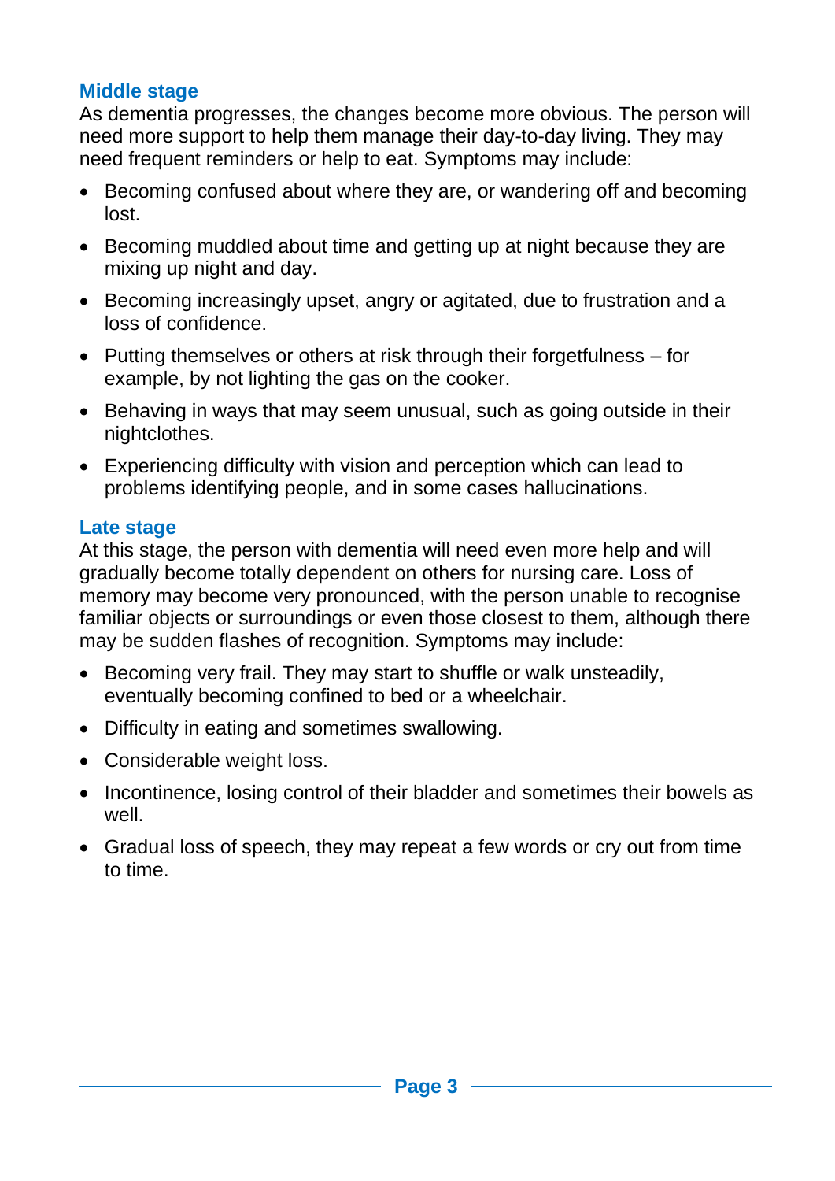## Middle stage

As dementia progresses, the changes become more obvious. The person will need more support to help them manage their day-to-day living. They may need frequent reminders or help to eat. Symptoms may include:

- Becoming confused about where they are, or wandering off and becoming lost.
- Becoming muddled about time and getting up at night because they are mixing up night and day.
- Becoming increasingly upset, angry or agitated, due to frustration and a loss of confidence.
- Putting themselves or others at risk through their forgetfulness – for example, by not lighting the gas on the cooker.
- Behaving in ways that may seem unusual, such as going outside in their nightclothes.
- Experiencing difficulty with vision and perception which can lead to problems identifying people, and in some cases hallucinations.

## Late stage

At this stage, the person with dementia will need even more help and will gradually become totally dependent on others for nursing care. Loss of memory may become very pronounced, with the person unable to recognise familiar objects or surroundings or even those closest to them, although there may be sudden flashes of recognition. Symptoms may include:

- Becoming very frail. They may start to shuffle or walk unsteadily, eventually becoming confined to bed or a wheelchair.
- Difficulty in eating and sometimes swallowing.
- Considerable weight loss.
- Incontinence, losing control of their bladder and sometimes their bowels as well.
- Gradual loss of speech, they may repeat a few words or cry out from time to time.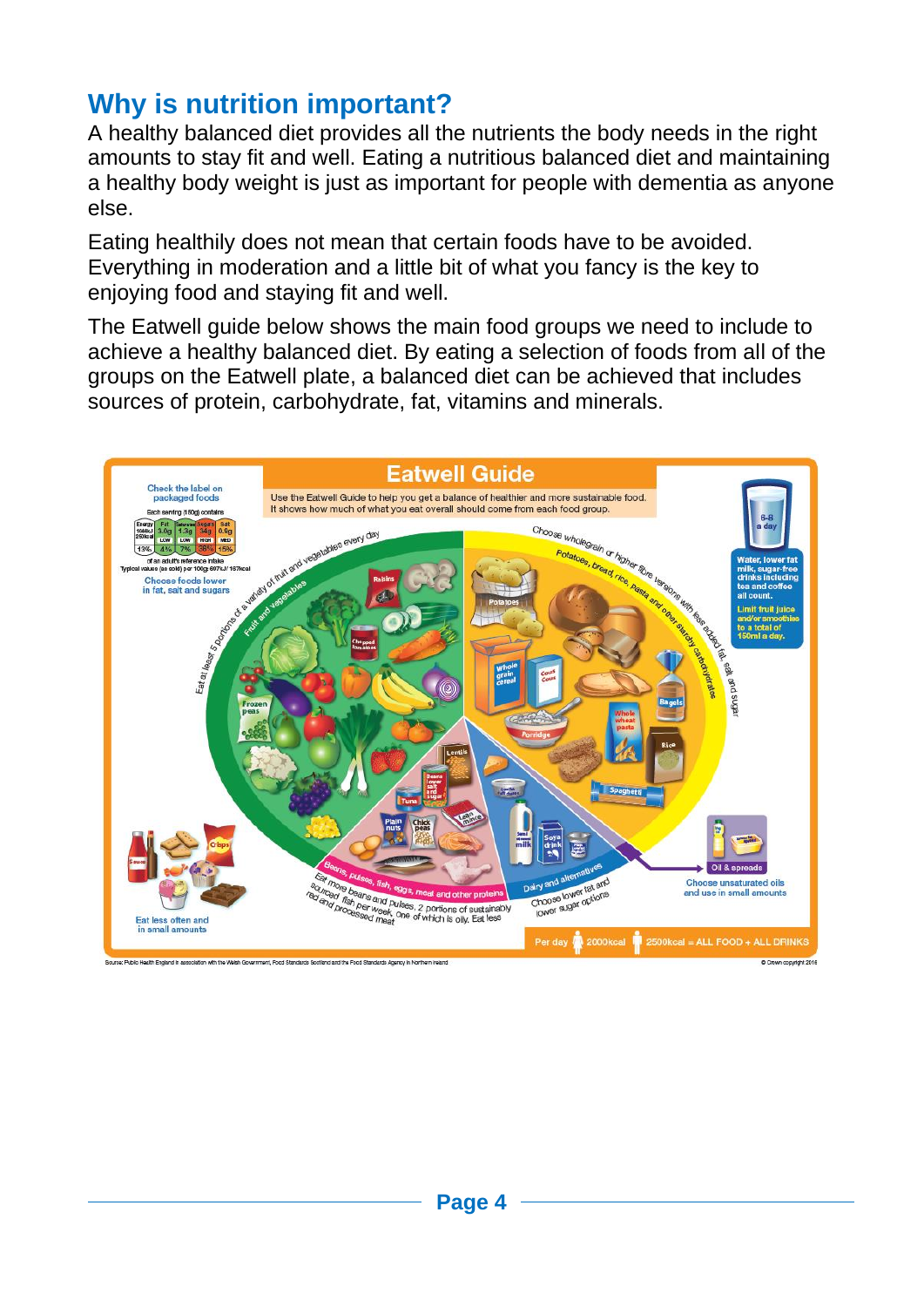## Why is nutrition important?

A healthy balanced diet provides all the nutrients the body needs in the right amounts to stay fit and well. Eating a nutritious balanced diet and maintaining a healthy body weight is just as important for people with dementia as anyone else.

Eating healthily does not mean that certain foods have to be avoided. Everything in moderation and a little bit of what you fancy is the key to enjoying food and staying fit and well.

The Eatwell guide below shows the main food groups we need to include to achieve a healthy balanced diet. By eating a selection of foods from all of the groups on the Eatwell plate, a balanced diet can be achieved that includes sources of protein, carbohydrate, fat, vitamins and minerals.

### Eatwell Guide

Use the Eatwell Guide to help you get a balance of healthier and more sustainable food. It shows how much of what you eat overall should come from each food group.

**Check the label on packaged foods**

Each serving (150g) contains

| Energy | Fat | Saturates | Sugars | Salt |
|---|---|---|---|---|
| 1046kJ 250kcal | 3.0g | 1.3g | 34g | 0.9g |
| | LOW | LOW | HIGH | MED |
| 13% | 4% | 7% | 38% | 15% |

of an adult's reference intake

Typical values (as sold) per 100g: 697kJ/ 167kcal

Choose foods lower in fat, salt and sugars

**Fruit and vegetables:** Eat at least 5 portions of a variety of fruit and vegetables every day

**Potatoes, bread, rice, pasta and other starchy carbohydrates:** Choose wholegrain or higher fibre versions with less added fat, salt and sugar

**Beans, pulses, fish, eggs, meat and other proteins:** Eat more beans and pulses, 2 portions of sustainably sourced fish per week, one of which is oily. Eat less red and processed meat

**Dairy and alternatives:** Choose lower fat and lower sugar options

**Oil & spreads:** Choose unsaturated oils and use in small amounts

**6-8 a day:** Water, lower fat milk, sugar-free drinks including tea and coffee all count.

Limit fruit juice and/or smoothies to a total of 150ml a day.

Eat less often and in small amounts

Per day 2000kcal 2500kcal = ALL FOOD + ALL DRINKS

Source: Public Health England in association with the Welsh Government, Food Standards Scotland and the Food Standards Agency in Northern Ireland

© Crown copyright 2016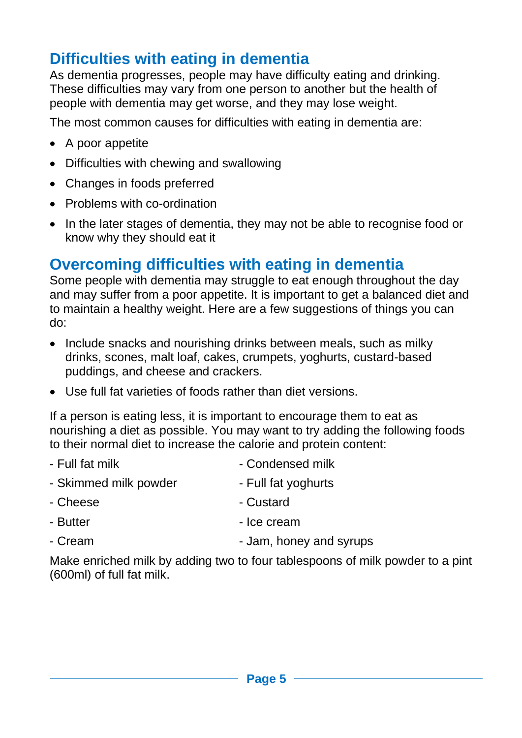## Difficulties with eating in dementia

As dementia progresses, people may have difficulty eating and drinking. These difficulties may vary from one person to another but the health of people with dementia may get worse, and they may lose weight.

The most common causes for difficulties with eating in dementia are:

- A poor appetite
- Difficulties with chewing and swallowing
- Changes in foods preferred
- Problems with co-ordination
- In the later stages of dementia, they may not be able to recognise food or know why they should eat it

## Overcoming difficulties with eating in dementia

Some people with dementia may struggle to eat enough throughout the day and may suffer from a poor appetite. It is important to get a balanced diet and to maintain a healthy weight. Here are a few suggestions of things you can do:

- Include snacks and nourishing drinks between meals, such as milky drinks, scones, malt loaf, cakes, crumpets, yoghurts, custard-based puddings, and cheese and crackers.
- Use full fat varieties of foods rather than diet versions.

If a person is eating less, it is important to encourage them to eat as nourishing a diet as possible. You may want to try adding the following foods to their normal diet to increase the calorie and protein content:

- Full fat milk
- Skimmed milk powder
- Cheese
- Butter
- Cream
- Condensed milk
- Full fat yoghurts
- Custard
- Ice cream
- Jam, honey and syrups

Make enriched milk by adding two to four tablespoons of milk powder to a pint (600ml) of full fat milk.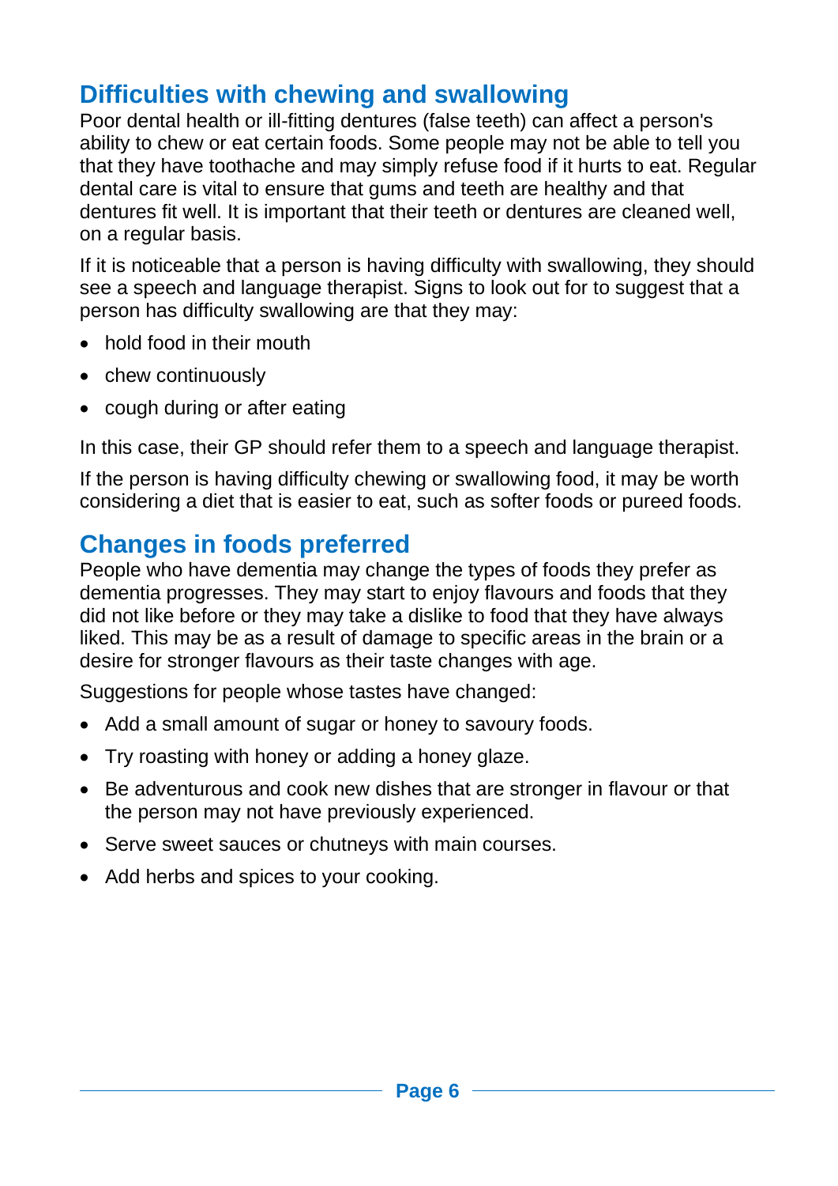## Difficulties with chewing and swallowing

Poor dental health or ill-fitting dentures (false teeth) can affect a person's ability to chew or eat certain foods. Some people may not be able to tell you that they have toothache and may simply refuse food if it hurts to eat. Regular dental care is vital to ensure that gums and teeth are healthy and that dentures fit well. It is important that their teeth or dentures are cleaned well, on a regular basis.

If it is noticeable that a person is having difficulty with swallowing, they should see a speech and language therapist. Signs to look out for to suggest that a person has difficulty swallowing are that they may:

- hold food in their mouth
- chew continuously
- cough during or after eating

In this case, their GP should refer them to a speech and language therapist.

If the person is having difficulty chewing or swallowing food, it may be worth considering a diet that is easier to eat, such as softer foods or pureed foods.

## Changes in foods preferred

People who have dementia may change the types of foods they prefer as dementia progresses. They may start to enjoy flavours and foods that they did not like before or they may take a dislike to food that they have always liked. This may be as a result of damage to specific areas in the brain or a desire for stronger flavours as their taste changes with age.

Suggestions for people whose tastes have changed:

- Add a small amount of sugar or honey to savoury foods.
- Try roasting with honey or adding a honey glaze.
- Be adventurous and cook new dishes that are stronger in flavour or that the person may not have previously experienced.
- Serve sweet sauces or chutneys with main courses.
- Add herbs and spices to your cooking.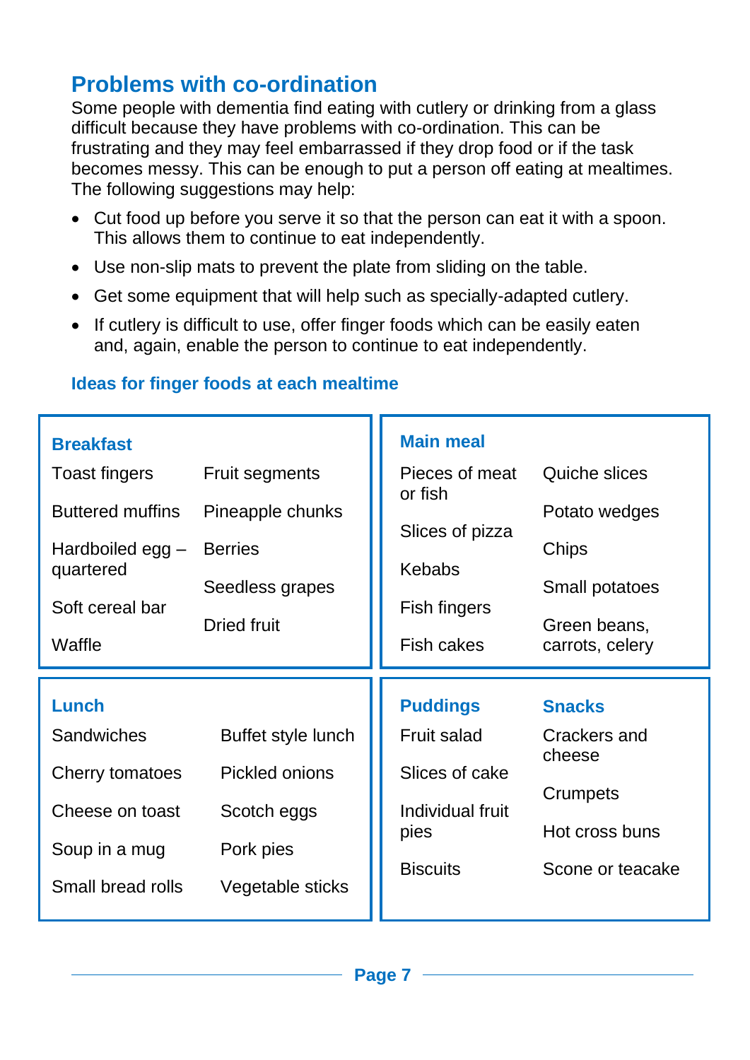## Problems with co-ordination

Some people with dementia find eating with cutlery or drinking from a glass difficult because they have problems with co-ordination. This can be frustrating and they may feel embarrassed if they drop food or if the task becomes messy. This can be enough to put a person off eating at mealtimes. The following suggestions may help:

- Cut food up before you serve it so that the person can eat it with a spoon. This allows them to continue to eat independently.
- Use non-slip mats to prevent the plate from sliding on the table.
- Get some equipment that will help such as specially-adapted cutlery.
- If cutlery is difficult to use, offer finger foods which can be easily eaten and, again, enable the person to continue to eat independently.

### Ideas for finger foods at each mealtime

**Breakfast**

- Toast fingers
- Buttered muffins
- Hardboiled egg – quartered
- Soft cereal bar
- Waffle
- Fruit segments
- Pineapple chunks
- Berries
- Seedless grapes
- Dried fruit

**Main meal**

- Pieces of meat or fish
- Slices of pizza
- Kebabs
- Fish fingers
- Fish cakes
- Quiche slices
- Potato wedges
- Chips
- Small potatoes
- Green beans, carrots, celery

**Lunch**

- Sandwiches
- Cherry tomatoes
- Cheese on toast
- Soup in a mug
- Small bread rolls
- Buffet style lunch
- Pickled onions
- Scotch eggs
- Pork pies
- Vegetable sticks

**Puddings**

- Fruit salad
- Slices of cake
- Individual fruit pies
- Biscuits

**Snacks**

- Crackers and cheese
- Crumpets
- Hot cross buns
- Scone or teacake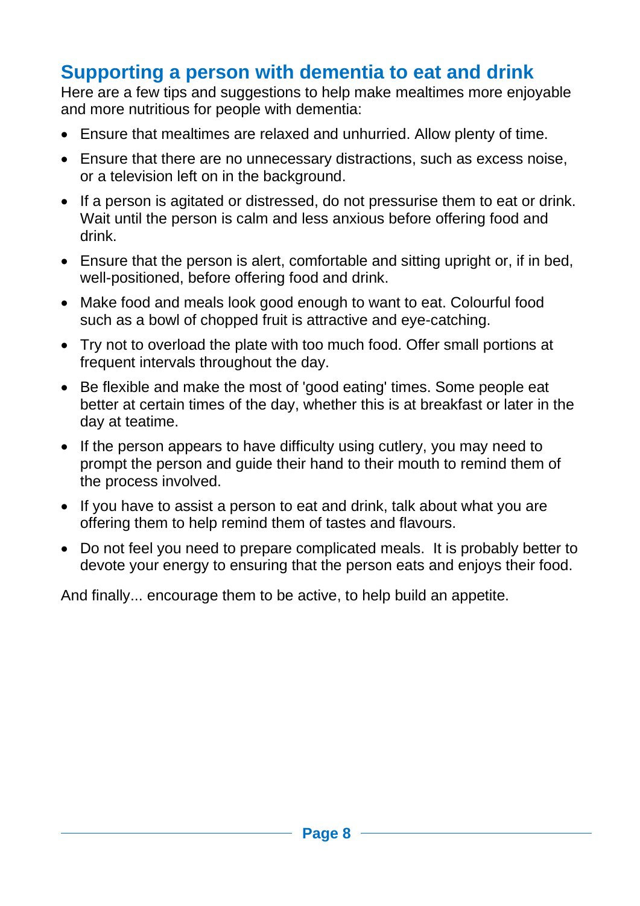## Supporting a person with dementia to eat and drink

Here are a few tips and suggestions to help make mealtimes more enjoyable and more nutritious for people with dementia:

- Ensure that mealtimes are relaxed and unhurried. Allow plenty of time.
- Ensure that there are no unnecessary distractions, such as excess noise, or a television left on in the background.
- If a person is agitated or distressed, do not pressurise them to eat or drink. Wait until the person is calm and less anxious before offering food and drink.
- Ensure that the person is alert, comfortable and sitting upright or, if in bed, well-positioned, before offering food and drink.
- Make food and meals look good enough to want to eat. Colourful food such as a bowl of chopped fruit is attractive and eye-catching.
- Try not to overload the plate with too much food. Offer small portions at frequent intervals throughout the day.
- Be flexible and make the most of 'good eating' times. Some people eat better at certain times of the day, whether this is at breakfast or later in the day at teatime.
- If the person appears to have difficulty using cutlery, you may need to prompt the person and guide their hand to their mouth to remind them of the process involved.
- If you have to assist a person to eat and drink, talk about what you are offering them to help remind them of tastes and flavours.
- Do not feel you need to prepare complicated meals. It is probably better to devote your energy to ensuring that the person eats and enjoys their food.

And finally... encourage them to be active, to help build an appetite.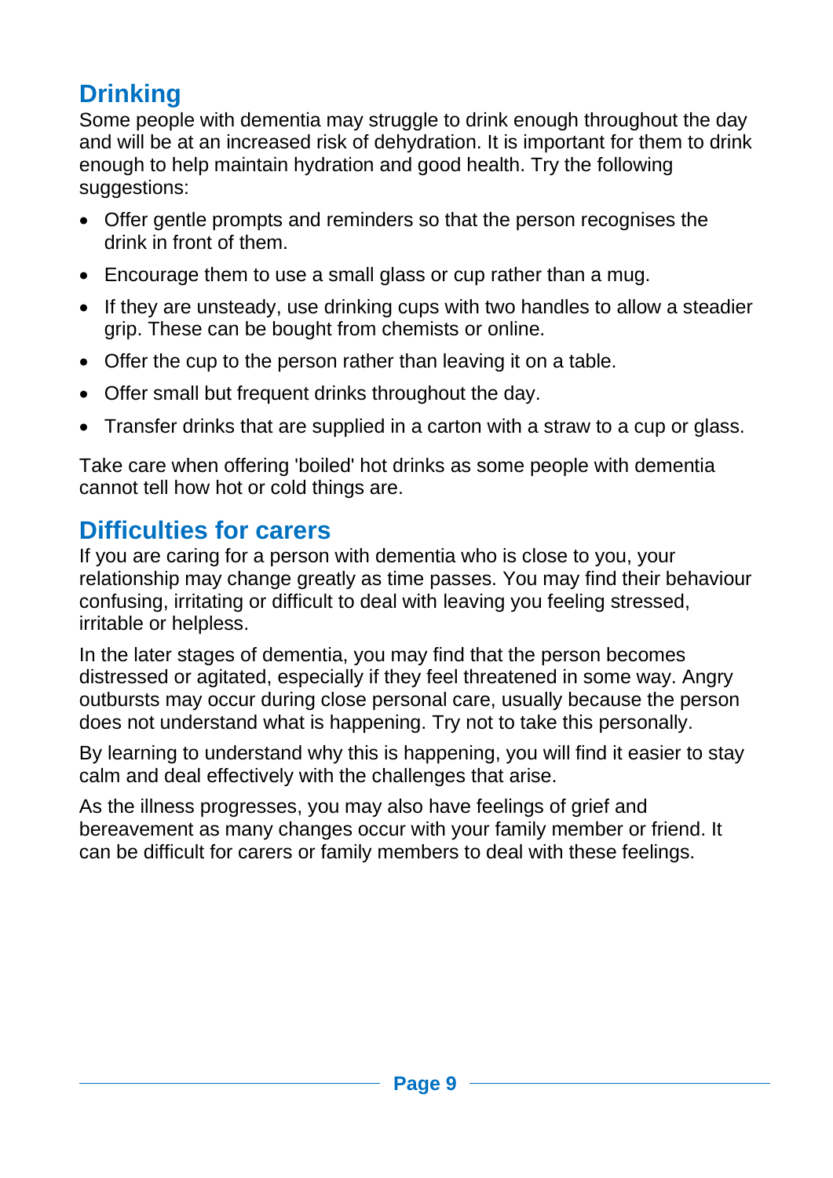## Drinking

Some people with dementia may struggle to drink enough throughout the day and will be at an increased risk of dehydration. It is important for them to drink enough to help maintain hydration and good health. Try the following suggestions:

- Offer gentle prompts and reminders so that the person recognises the drink in front of them.
- Encourage them to use a small glass or cup rather than a mug.
- If they are unsteady, use drinking cups with two handles to allow a steadier grip. These can be bought from chemists or online.
- Offer the cup to the person rather than leaving it on a table.
- Offer small but frequent drinks throughout the day.
- Transfer drinks that are supplied in a carton with a straw to a cup or glass.

Take care when offering 'boiled' hot drinks as some people with dementia cannot tell how hot or cold things are.

## Difficulties for carers

If you are caring for a person with dementia who is close to you, your relationship may change greatly as time passes. You may find their behaviour confusing, irritating or difficult to deal with leaving you feeling stressed, irritable or helpless.

In the later stages of dementia, you may find that the person becomes distressed or agitated, especially if they feel threatened in some way. Angry outbursts may occur during close personal care, usually because the person does not understand what is happening. Try not to take this personally.

By learning to understand why this is happening, you will find it easier to stay calm and deal effectively with the challenges that arise.

As the illness progresses, you may also have feelings of grief and bereavement as many changes occur with your family member or friend. It can be difficult for carers or family members to deal with these feelings.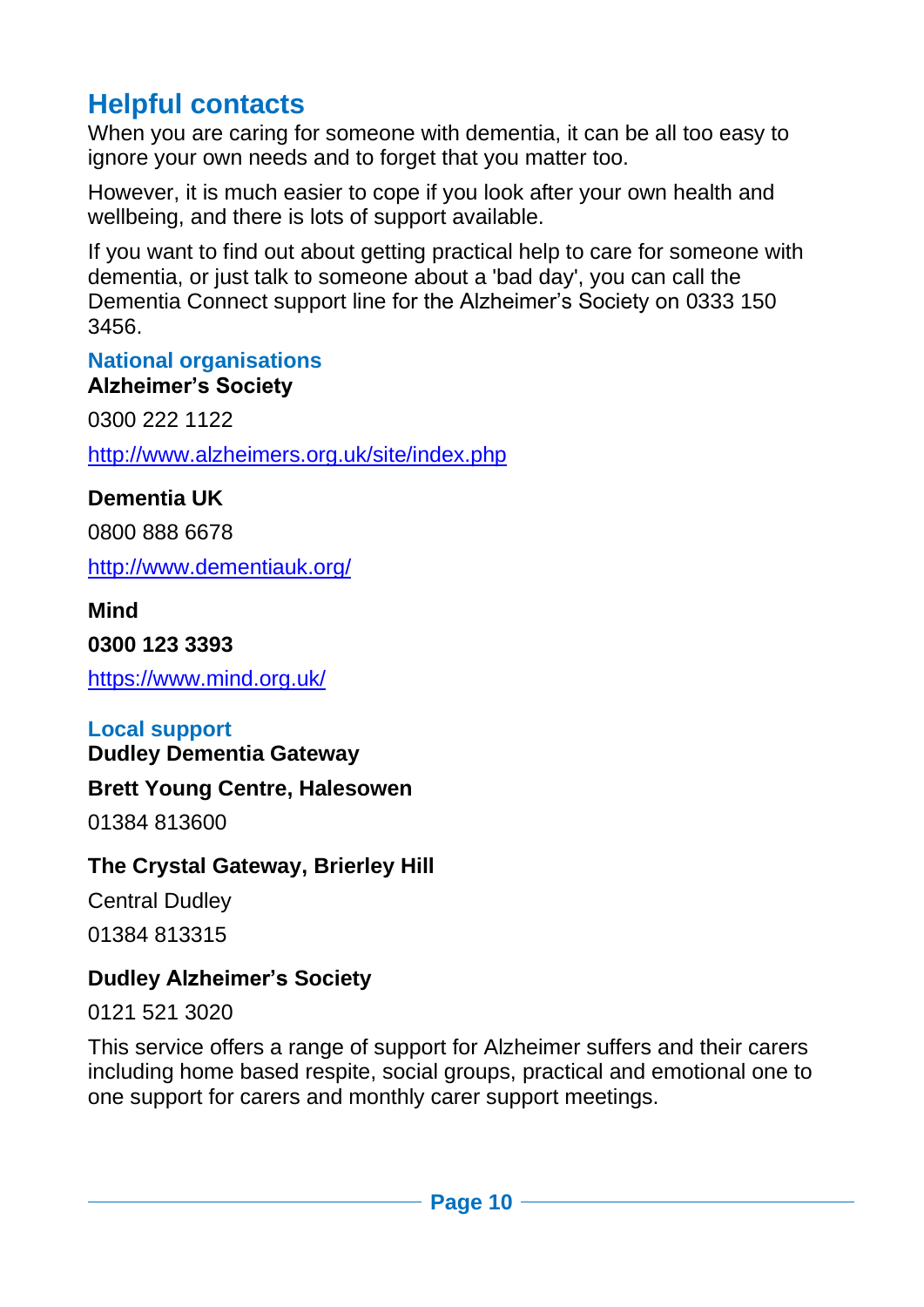## Helpful contacts

When you are caring for someone with dementia, it can be all too easy to ignore your own needs and to forget that you matter too.

However, it is much easier to cope if you look after your own health and wellbeing, and there is lots of support available.

If you want to find out about getting practical help to care for someone with dementia, or just talk to someone about a 'bad day', you can call the Dementia Connect support line for the Alzheimer's Society on 0333 150 3456.

### National organisations

**Alzheimer's Society**

0300 222 1122

http://www.alzheimers.org.uk/site/index.php

**Dementia UK**

0800 888 6678

http://www.dementiauk.org/

**Mind**

**0300 123 3393**

https://www.mind.org.uk/

### Local support

**Dudley Dementia Gateway**

**Brett Young Centre, Halesowen**

01384 813600

**The Crystal Gateway, Brierley Hill**

Central Dudley

01384 813315

**Dudley Alzheimer's Society**

0121 521 3020

This service offers a range of support for Alzheimer suffers and their carers including home based respite, social groups, practical and emotional one to one support for carers and monthly carer support meetings.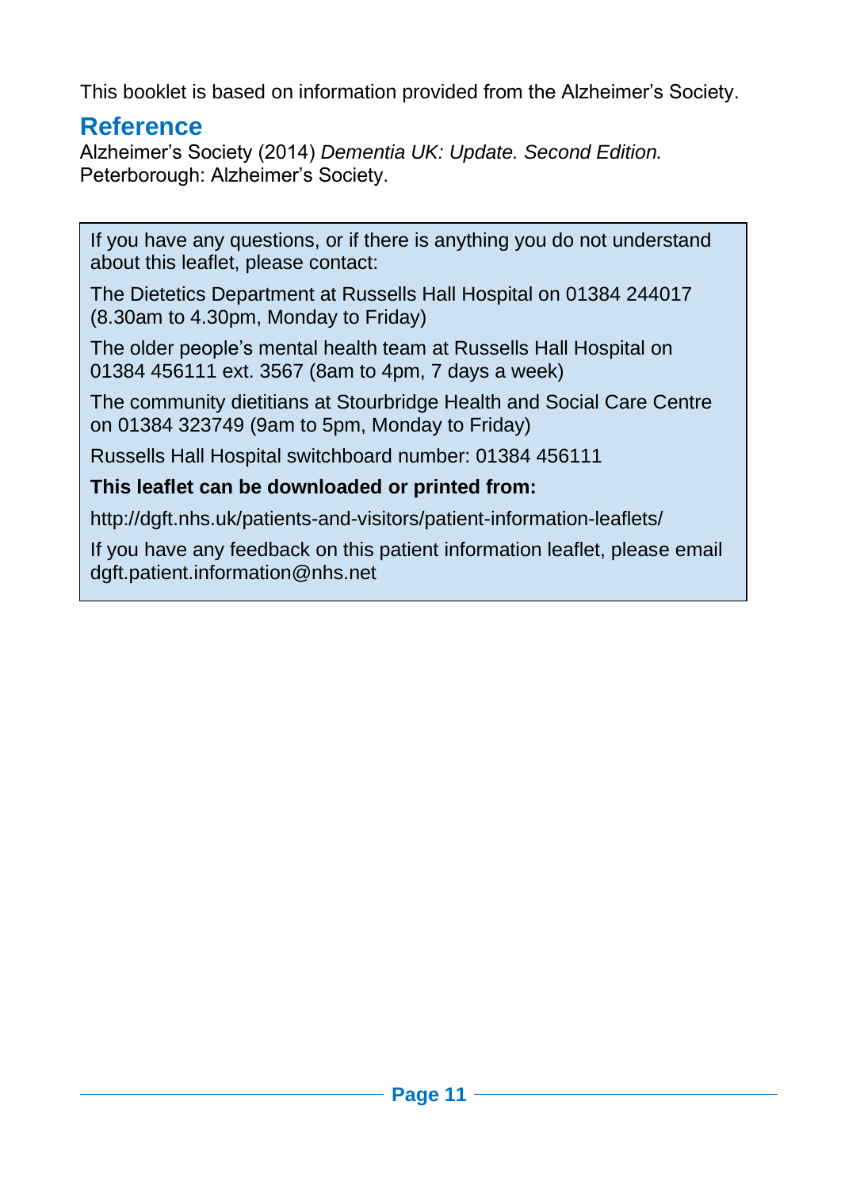This booklet is based on information provided from the Alzheimer's Society.

## Reference

Alzheimer's Society (2014) *Dementia UK: Update. Second Edition.* Peterborough: Alzheimer's Society.

If you have any questions, or if there is anything you do not understand about this leaflet, please contact:

The Dietetics Department at Russells Hall Hospital on 01384 244017 (8.30am to 4.30pm, Monday to Friday)

The older people's mental health team at Russells Hall Hospital on 01384 456111 ext. 3567 (8am to 4pm, 7 days a week)

The community dietitians at Stourbridge Health and Social Care Centre on 01384 323749 (9am to 5pm, Monday to Friday)

Russells Hall Hospital switchboard number: 01384 456111

**This leaflet can be downloaded or printed from:**

http://dgft.nhs.uk/patients-and-visitors/patient-information-leaflets/

If you have any feedback on this patient information leaflet, please email dgft.patient.information@nhs.net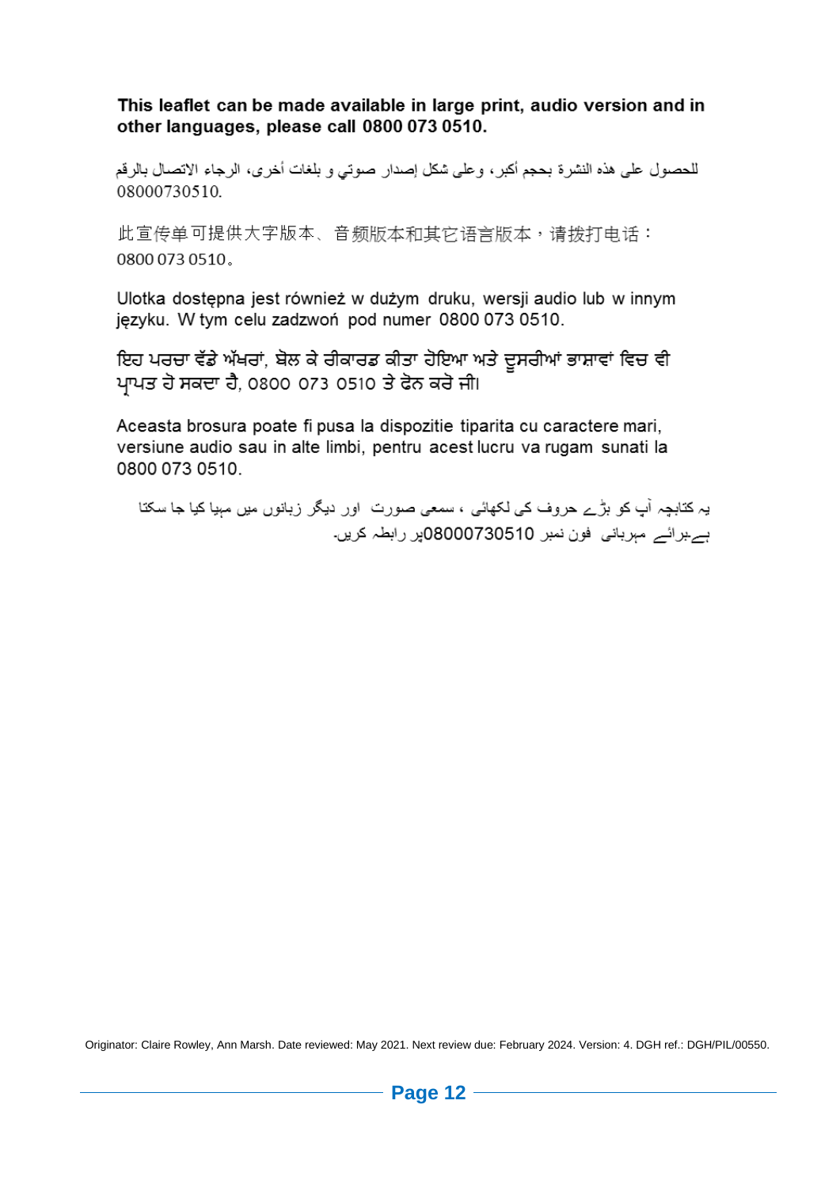**This leaflet can be made available in large print, audio version and in other languages, please call 0800 073 0510.**

للحصول على هذه النشرة بحجم أكبر، وعلى شكل إصدار صوتي و بلغات أخرى، الرجاء الاتصال بالرقم 08000730510.

此宣传单可提供大字版本、音频版本和其它语言版本，请拨打电话：0800 073 0510。

Ulotka dostępna jest również w dużym druku, wersji audio lub w innym języku. W tym celu zadzwoń pod numer 0800 073 0510.

ਇਹ ਪਰਚਾ ਵੱਡੇ ਅੱਖਰਾਂ, ਬੋਲ ਕੇ ਰੀਕਾਰਡ ਕੀਤਾ ਹੋਇਆ ਅਤੇ ਦੂਸਰੀਆਂ ਭਾਸ਼ਾਵਾਂ ਵਿਚ ਵੀ ਪ੍ਰਾਪਤ ਹੋ ਸਕਦਾ ਹੈ, 0800 073 0510 ਤੇ ਫੋਨ ਕਰੋ ਜੀ।

Aceasta brosura poate fi pusa la dispozitie tiparita cu caractere mari, versiune audio sau in alte limbi, pentru acest lucru va rugam sunati la 0800 073 0510.

یہ کتابچہ آپ کو بڑے حروف کی لکھائی ، سمعی صورت اور دیگر زبانوں میں مہیا کیا جا سکتا ہے-برائے مہربانی فون نمبر 08000730510پر رابطہ کریں۔

Originator: Claire Rowley, Ann Marsh. Date reviewed: May 2021. Next review due: February 2024. Version: 4. DGH ref.: DGH/PIL/00550.